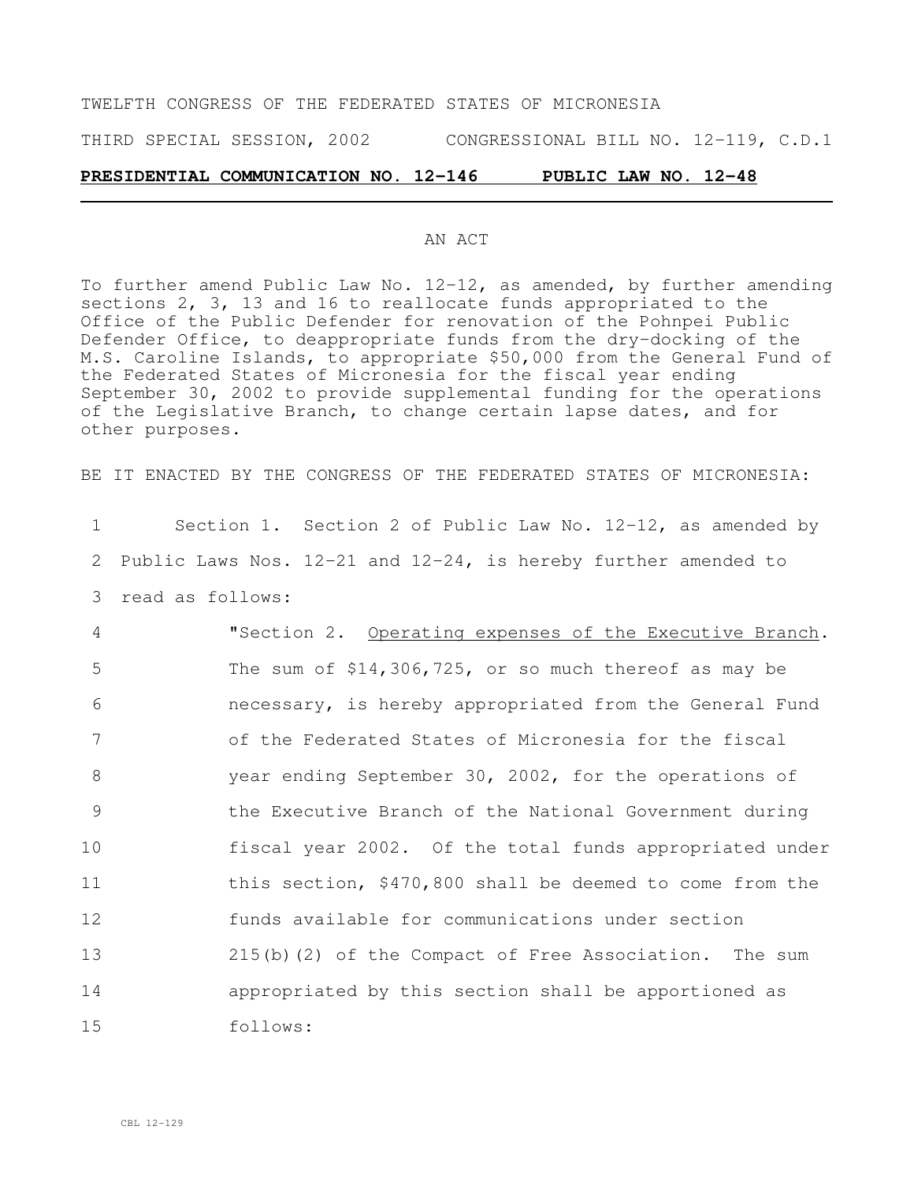TWELFTH CONGRESS OF THE FEDERATED STATES OF MICRONESIA

THIRD SPECIAL SESSION, 2002 CONGRESSIONAL BILL NO. 12-119, C.D.1

**PRESIDENTIAL COMMUNICATION NO. 12-146 PUBLIC LAW NO. 12-48**

AN ACT

To further amend Public Law No. 12-12, as amended, by further amending sections 2, 3, 13 and 16 to reallocate funds appropriated to the Office of the Public Defender for renovation of the Pohnpei Public Defender Office, to deappropriate funds from the dry-docking of the M.S. Caroline Islands, to appropriate $50,000 from the General Fund of the Federated States of Micronesia for the fiscal year ending September 30, 2002 to provide supplemental funding for the operations of the Legislative Branch, to change certain lapse dates, and for other purposes.

BE IT ENACTED BY THE CONGRESS OF THE FEDERATED STATES OF MICRONESIA:

1 Section 1. Section 2 of Public Law No. 12-12, as amended by
2 Public Laws Nos. 12-21 and 12-24, is hereby further amended to
3 read as follows:

4 "Section 2. Operating expenses of the Executive Branch.
5 The sum of $14,306,725, or so much thereof as may be
6 necessary, is hereby appropriated from the General Fund
7 of the Federated States of Micronesia for the fiscal
8 year ending September 30, 2002, for the operations of
9 the Executive Branch of the National Government during
10 fiscal year 2002. Of the total funds appropriated under
11 this section, $470,800 shall be deemed to come from the
12 funds available for communications under section
13 215(b)(2) of the Compact of Free Association. The sum
14 appropriated by this section shall be apportioned as
15 follows: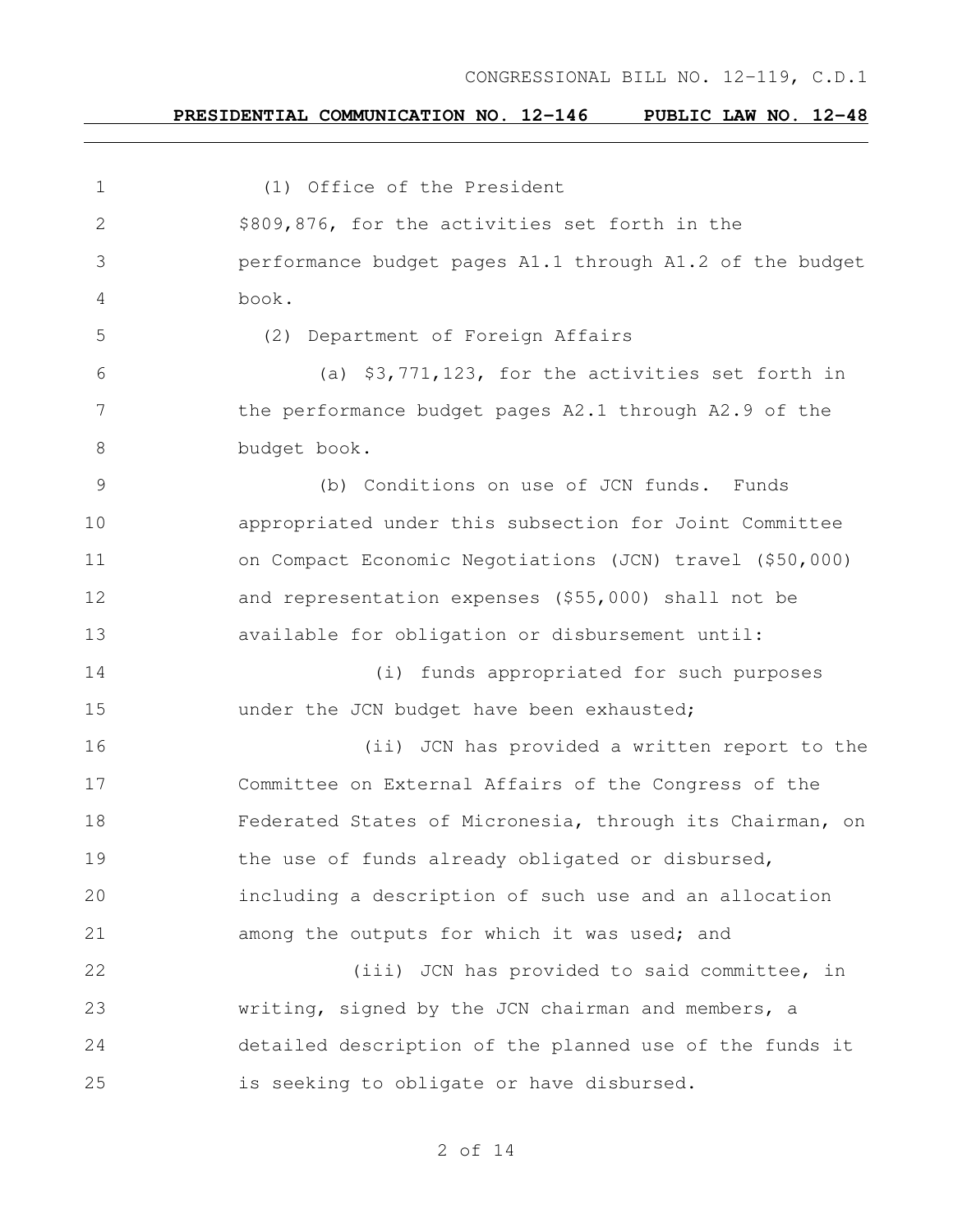(1) Office of the President

$809,876, for the activities set forth in the performance budget pages A1.1 through A1.2 of the budget book.

(2) Department of Foreign Affairs

(a) $3,771,123, for the activities set forth in the performance budget pages A2.1 through A2.9 of the budget book.

(b) Conditions on use of JCN funds. Funds appropriated under this subsection for Joint Committee on Compact Economic Negotiations (JCN) travel ($50,000) and representation expenses ($55,000) shall not be available for obligation or disbursement until:

(i) funds appropriated for such purposes under the JCN budget have been exhausted;

(ii) JCN has provided a written report to the Committee on External Affairs of the Congress of the Federated States of Micronesia, through its Chairman, on the use of funds already obligated or disbursed, including a description of such use and an allocation among the outputs for which it was used; and

(iii) JCN has provided to said committee, in writing, signed by the JCN chairman and members, a detailed description of the planned use of the funds it is seeking to obligate or have disbursed.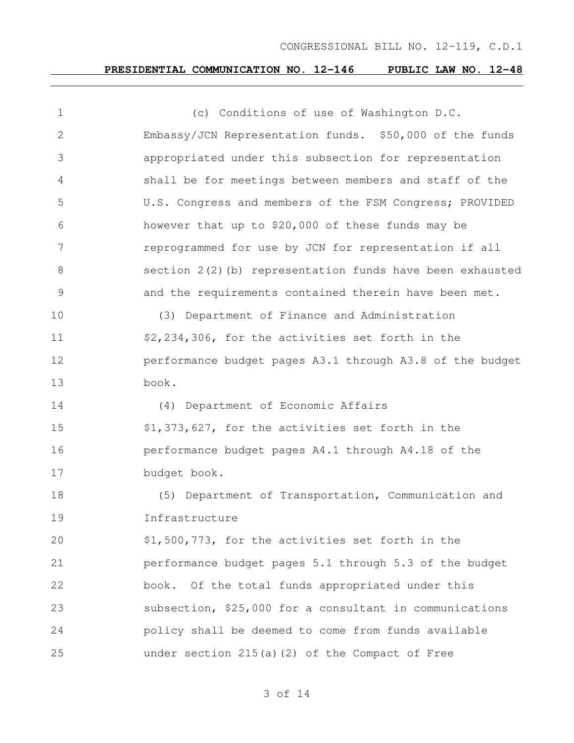(c) Conditions of use of Washington D.C. Embassy/JCN Representation funds. $50,000 of the funds appropriated under this subsection for representation shall be for meetings between members and staff of the U.S. Congress and members of the FSM Congress; PROVIDED however that up to $20,000 of these funds may be reprogrammed for use by JCN for representation if all section 2(2)(b) representation funds have been exhausted and the requirements contained therein have been met.

(3) Department of Finance and Administration
$2,234,306, for the activities set forth in the performance budget pages A3.1 through A3.8 of the budget book.

(4) Department of Economic Affairs
$1,373,627, for the activities set forth in the performance budget pages A4.1 through A4.18 of the budget book.

(5) Department of Transportation, Communication and Infrastructure
$1,500,773, for the activities set forth in the performance budget pages 5.1 through 5.3 of the budget book. Of the total funds appropriated under this subsection, $25,000 for a consultant in communications policy shall be deemed to come from funds available under section 215(a)(2) of the Compact of Free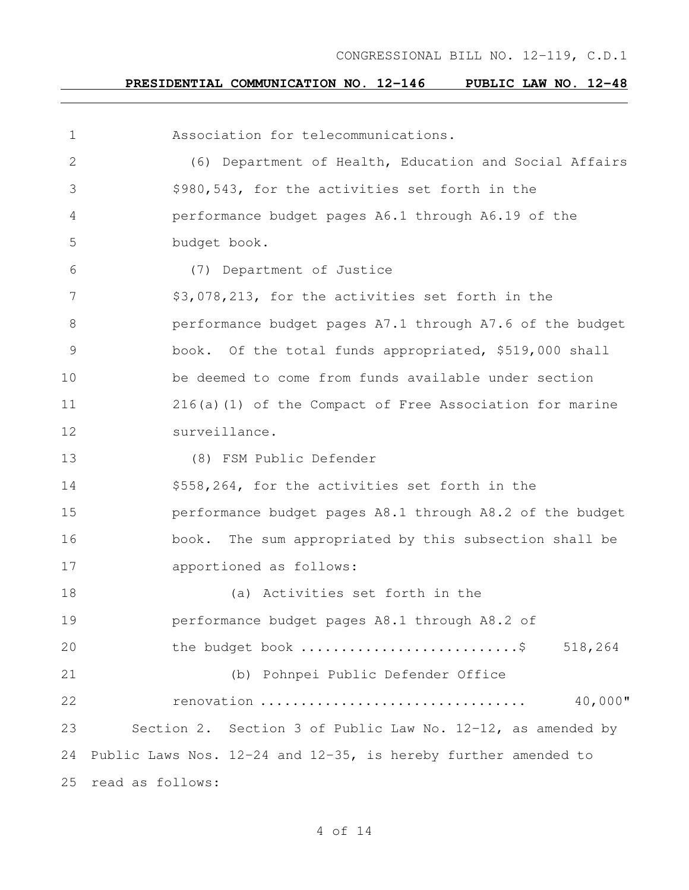Association for telecommunications.

(6) Department of Health, Education and Social Affairs $980,543, for the activities set forth in the performance budget pages A6.1 through A6.19 of the budget book.

(7) Department of Justice $3,078,213, for the activities set forth in the performance budget pages A7.1 through A7.6 of the budget book. Of the total funds appropriated, $519,000 shall be deemed to come from funds available under section 216(a)(1) of the Compact of Free Association for marine surveillance.

(8) FSM Public Defender $558,264, for the activities set forth in the performance budget pages A8.1 through A8.2 of the budget book. The sum appropriated by this subsection shall be apportioned as follows:

(a) Activities set forth in the performance budget pages A8.1 through A8.2 of the budget book ..........................$ 518,264

(b) Pohnpei Public Defender Office renovation ............................... 40,000"

Section 2. Section 3 of Public Law No. 12-12, as amended by Public Laws Nos. 12-24 and 12-35, is hereby further amended to read as follows: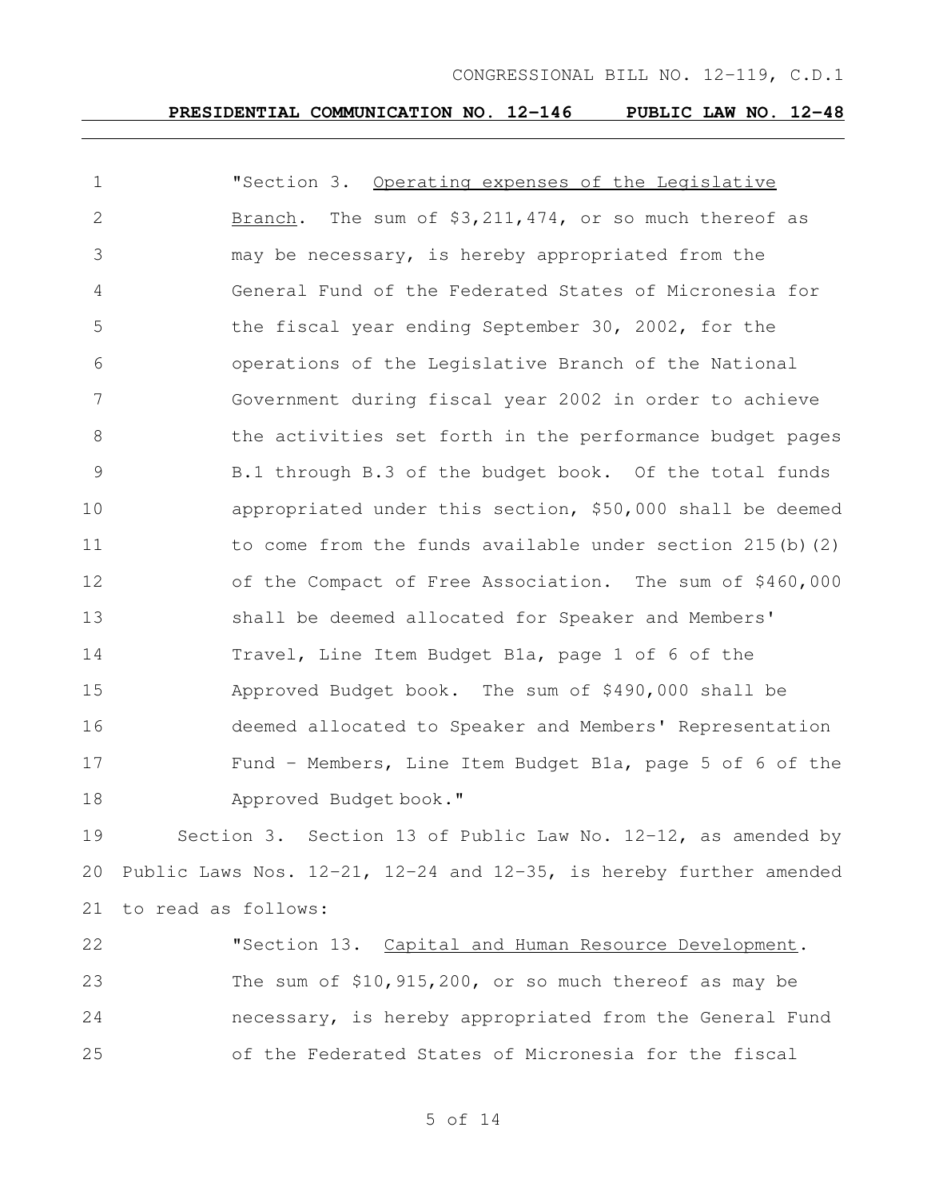"Section 3. Operating expenses of the Legislative Branch. The sum of $3,211,474, or so much thereof as may be necessary, is hereby appropriated from the General Fund of the Federated States of Micronesia for the fiscal year ending September 30, 2002, for the operations of the Legislative Branch of the National Government during fiscal year 2002 in order to achieve the activities set forth in the performance budget pages B.1 through B.3 of the budget book. Of the total funds appropriated under this section, $50,000 shall be deemed to come from the funds available under section 215(b)(2) of the Compact of Free Association. The sum of $460,000 shall be deemed allocated for Speaker and Members' Travel, Line Item Budget B1a, page 1 of 6 of the Approved Budget book. The sum of $490,000 shall be deemed allocated to Speaker and Members' Representation Fund - Members, Line Item Budget B1a, page 5 of 6 of the Approved Budget book."

Section 3. Section 13 of Public Law No. 12-12, as amended by Public Laws Nos. 12-21, 12-24 and 12-35, is hereby further amended to read as follows:

"Section 13. Capital and Human Resource Development. The sum of $10,915,200, or so much thereof as may be necessary, is hereby appropriated from the General Fund of the Federated States of Micronesia for the fiscal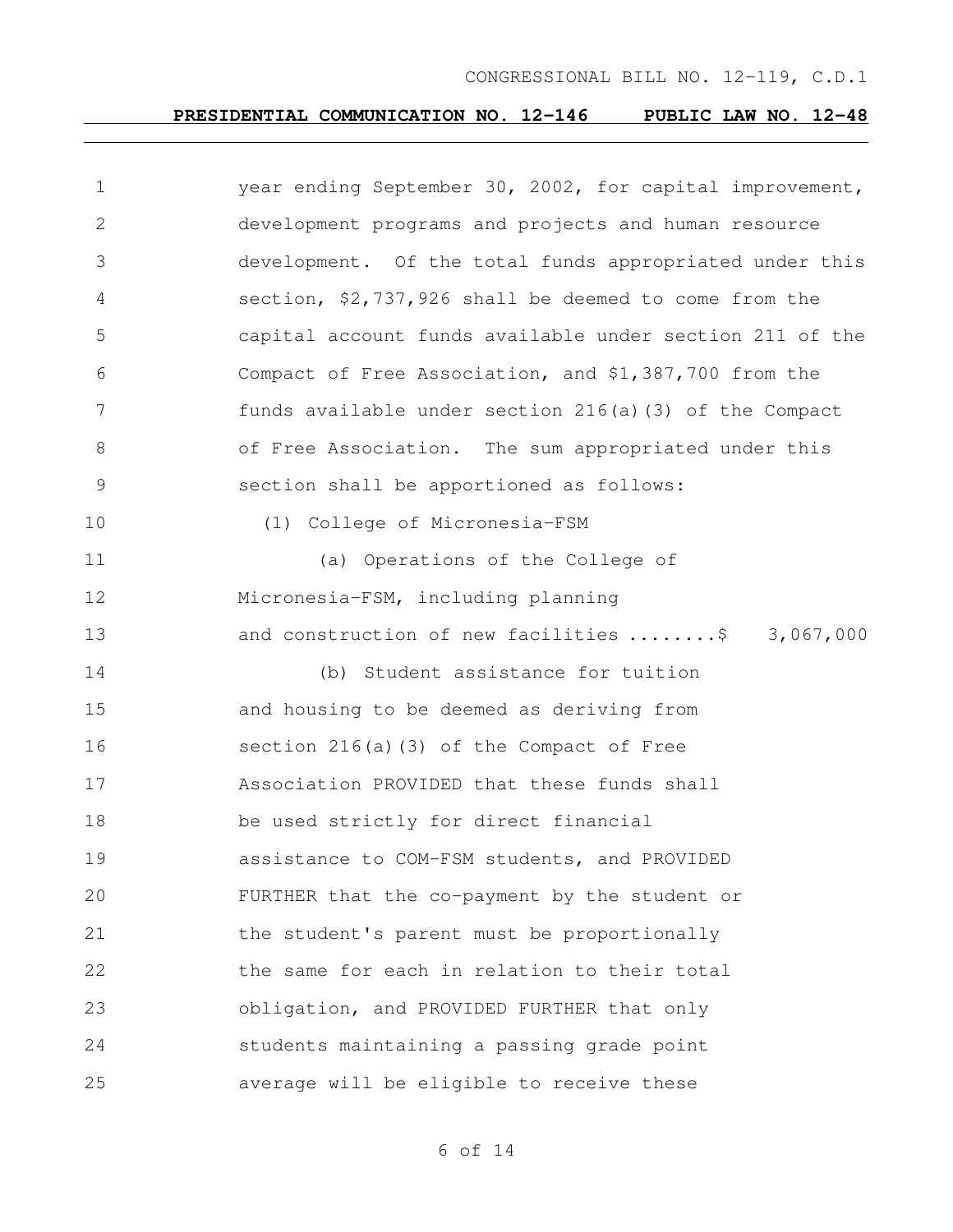year ending September 30, 2002, for capital improvement, development programs and projects and human resource development. Of the total funds appropriated under this section, $2,737,926 shall be deemed to come from the capital account funds available under section 211 of the Compact of Free Association, and $1,387,700 from the funds available under section 216(a)(3) of the Compact of Free Association. The sum appropriated under this section shall be apportioned as follows:

(1) College of Micronesia-FSM

(a) Operations of the College of Micronesia-FSM, including planning and construction of new facilities ........$ 3,067,000

(b) Student assistance for tuition and housing to be deemed as deriving from section 216(a)(3) of the Compact of Free Association PROVIDED that these funds shall be used strictly for direct financial assistance to COM-FSM students, and PROVIDED FURTHER that the co-payment by the student or the student's parent must be proportionally the same for each in relation to their total obligation, and PROVIDED FURTHER that only students maintaining a passing grade point average will be eligible to receive these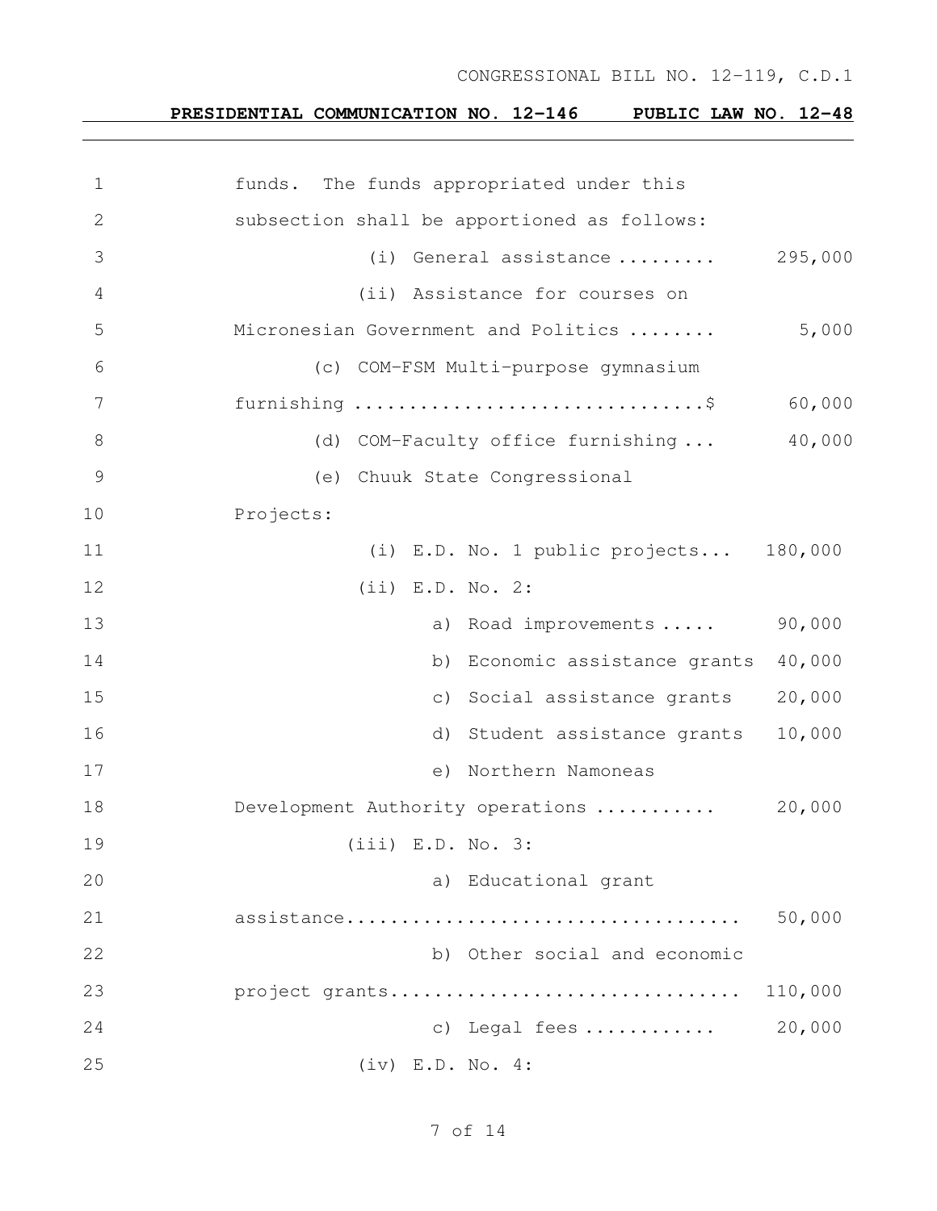funds. The funds appropriated under this subsection shall be apportioned as follows:

(i) General assistance ......... 295,000

(ii) Assistance for courses on Micronesian Government and Politics ........ 5,000

(c) COM-FSM Multi-purpose gymnasium furnishing ................................$ 60,000

(d) COM-Faculty office furnishing ... 40,000

(e) Chuuk State Congressional Projects:

(i) E.D. No. 1 public projects... 180,000

(ii) E.D. No. 2:

a) Road improvements ..... 90,000

b) Economic assistance grants 40,000

c) Social assistance grants 20,000

d) Student assistance grants 10,000

e) Northern Namoneas Development Authority operations ........... 20,000

(iii) E.D. No. 3:

a) Educational grant assistance.................................. 50,000

b) Other social and economic project grants............................... 110,000

c) Legal fees ........... 20,000

(iv) E.D. No. 4: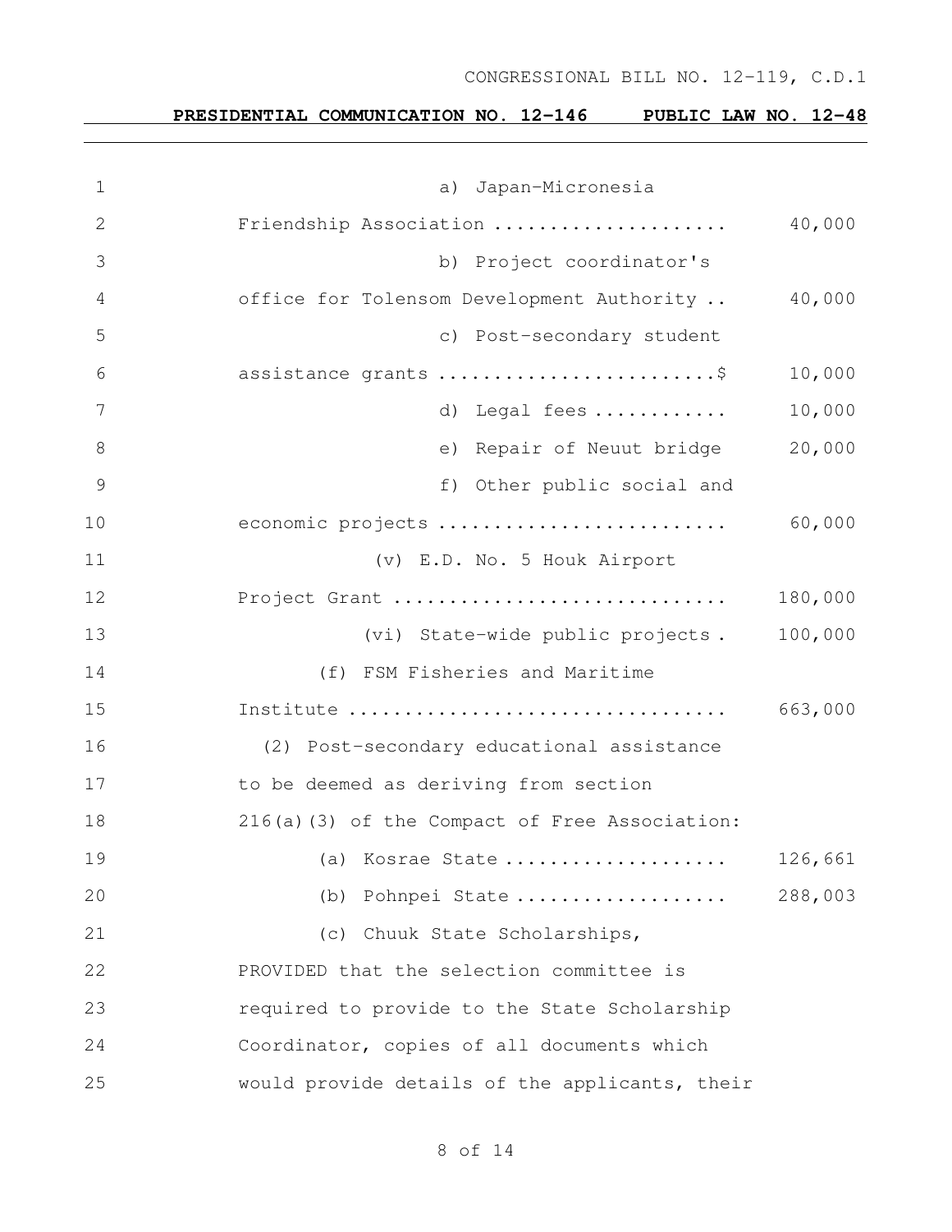a) Japan-Micronesia Friendship Association .................... 40,000

b) Project coordinator's office for Tolensom Development Authority .. 40,000

c) Post-secondary student assistance grants ........................$ 10,000

d) Legal fees ............ 10,000

e) Repair of Neuut bridge 20,000

f) Other public social and economic projects .......................... 60,000

(v) E.D. No. 5 Houk Airport Project Grant ............................ 180,000

(vi) State-wide public projects . 100,000

(f) FSM Fisheries and Maritime Institute ................................. 663,000

(2) Post-secondary educational assistance to be deemed as deriving from section 216(a)(3) of the Compact of Free Association:

(a) Kosrae State .................... 126,661

(b) Pohnpei State ................... 288,003

(c) Chuuk State Scholarships, PROVIDED that the selection committee is required to provide to the State Scholarship Coordinator, copies of all documents which would provide details of the applicants, their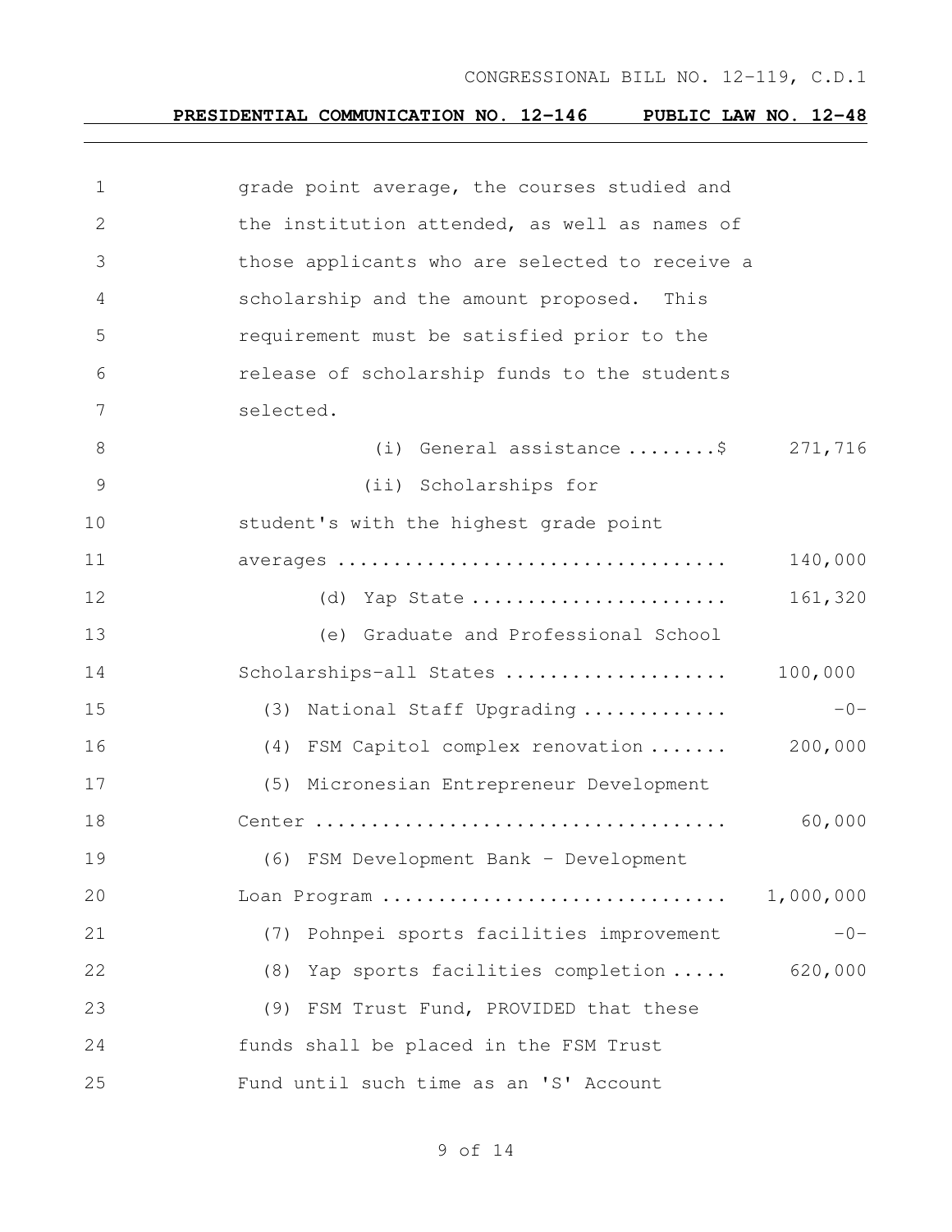grade point average, the courses studied and the institution attended, as well as names of those applicants who are selected to receive a scholarship and the amount proposed. This requirement must be satisfied prior to the release of scholarship funds to the students selected.

(i) General assistance ........$ 271,716

(ii) Scholarships for student's with the highest grade point averages .................................. 140,000

(d) Yap State ...................... 161,320

(e) Graduate and Professional School Scholarships-all States .................... 100,000

(3) National Staff Upgrading ............. -0-

(4) FSM Capitol complex renovation ....... 200,000

(5) Micronesian Entrepreneur Development Center .................................... 60,000

(6) FSM Development Bank - Development Loan Program .............................. 1,000,000

(7) Pohnpei sports facilities improvement -0-

(8) Yap sports facilities completion ..... 620,000

(9) FSM Trust Fund, PROVIDED that these funds shall be placed in the FSM Trust Fund until such time as an 'S' Account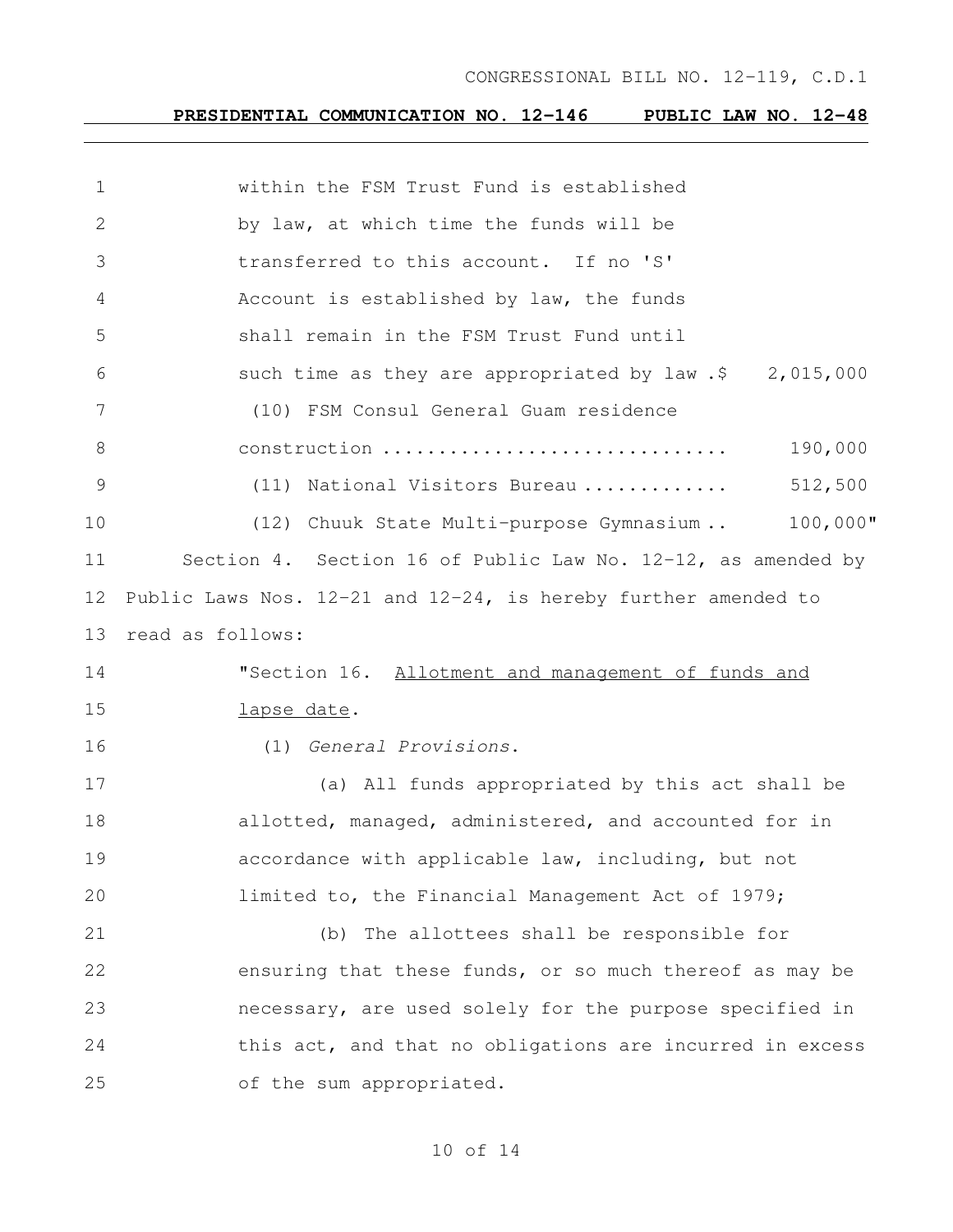within the FSM Trust Fund is established by law, at which time the funds will be transferred to this account. If no 'S' Account is established by law, the funds shall remain in the FSM Trust Fund until such time as they are appropriated by law .$ 2,015,000

(10) FSM Consul General Guam residence construction .............................. 190,000

(11) National Visitors Bureau ............ 512,500

(12) Chuuk State Multi-purpose Gymnasium .. 100,000"

Section 4. Section 16 of Public Law No. 12-12, as amended by Public Laws Nos. 12-21 and 12-24, is hereby further amended to read as follows:

"Section 16. <u>Allotment and management of funds and lapse date</u>.

(1) *General Provisions.*

(a) All funds appropriated by this act shall be allotted, managed, administered, and accounted for in accordance with applicable law, including, but not limited to, the Financial Management Act of 1979;

(b) The allottees shall be responsible for ensuring that these funds, or so much thereof as may be necessary, are used solely for the purpose specified in this act, and that no obligations are incurred in excess of the sum appropriated.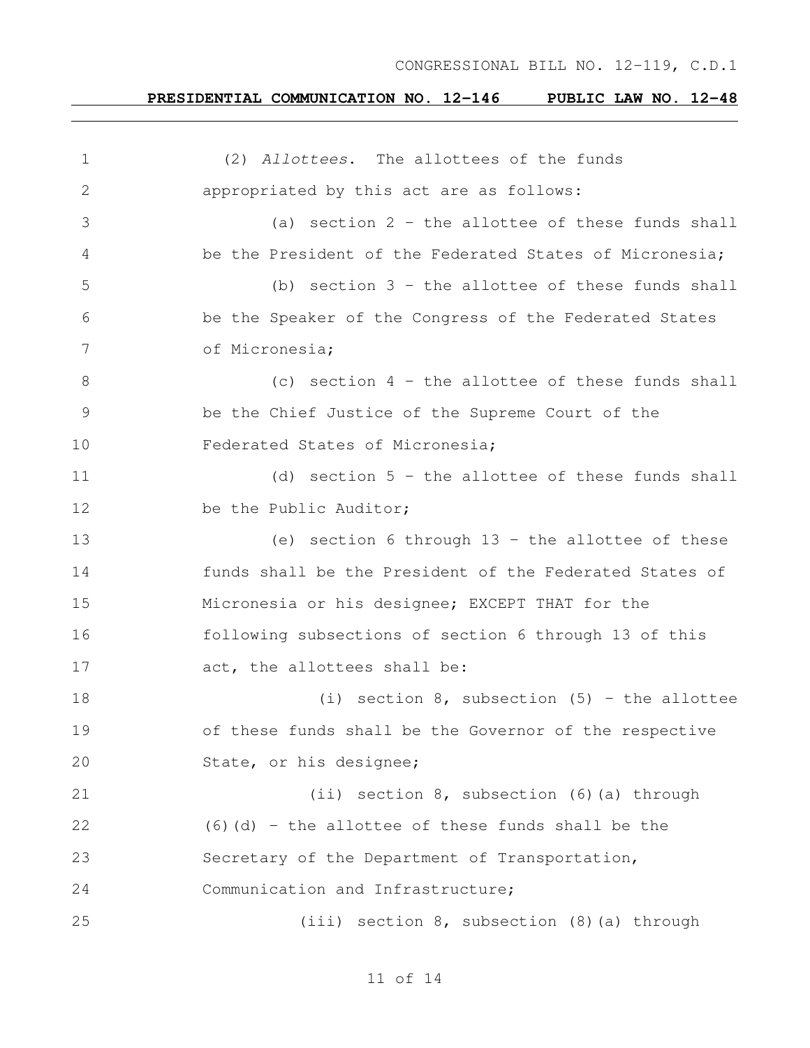(2) *Allottees*. The allottees of the funds appropriated by this act are as follows:

(a) section 2 – the allottee of these funds shall be the President of the Federated States of Micronesia;

(b) section 3 – the allottee of these funds shall be the Speaker of the Congress of the Federated States of Micronesia;

(c) section 4 – the allottee of these funds shall be the Chief Justice of the Supreme Court of the Federated States of Micronesia;

(d) section 5 – the allottee of these funds shall be the Public Auditor;

(e) section 6 through 13 – the allottee of these funds shall be the President of the Federated States of Micronesia or his designee; EXCEPT THAT for the following subsections of section 6 through 13 of this act, the allottees shall be:

(i) section 8, subsection (5) – the allottee of these funds shall be the Governor of the respective State, or his designee;

(ii) section 8, subsection (6)(a) through (6)(d) – the allottee of these funds shall be the Secretary of the Department of Transportation, Communication and Infrastructure;

(iii) section 8, subsection (8)(a) through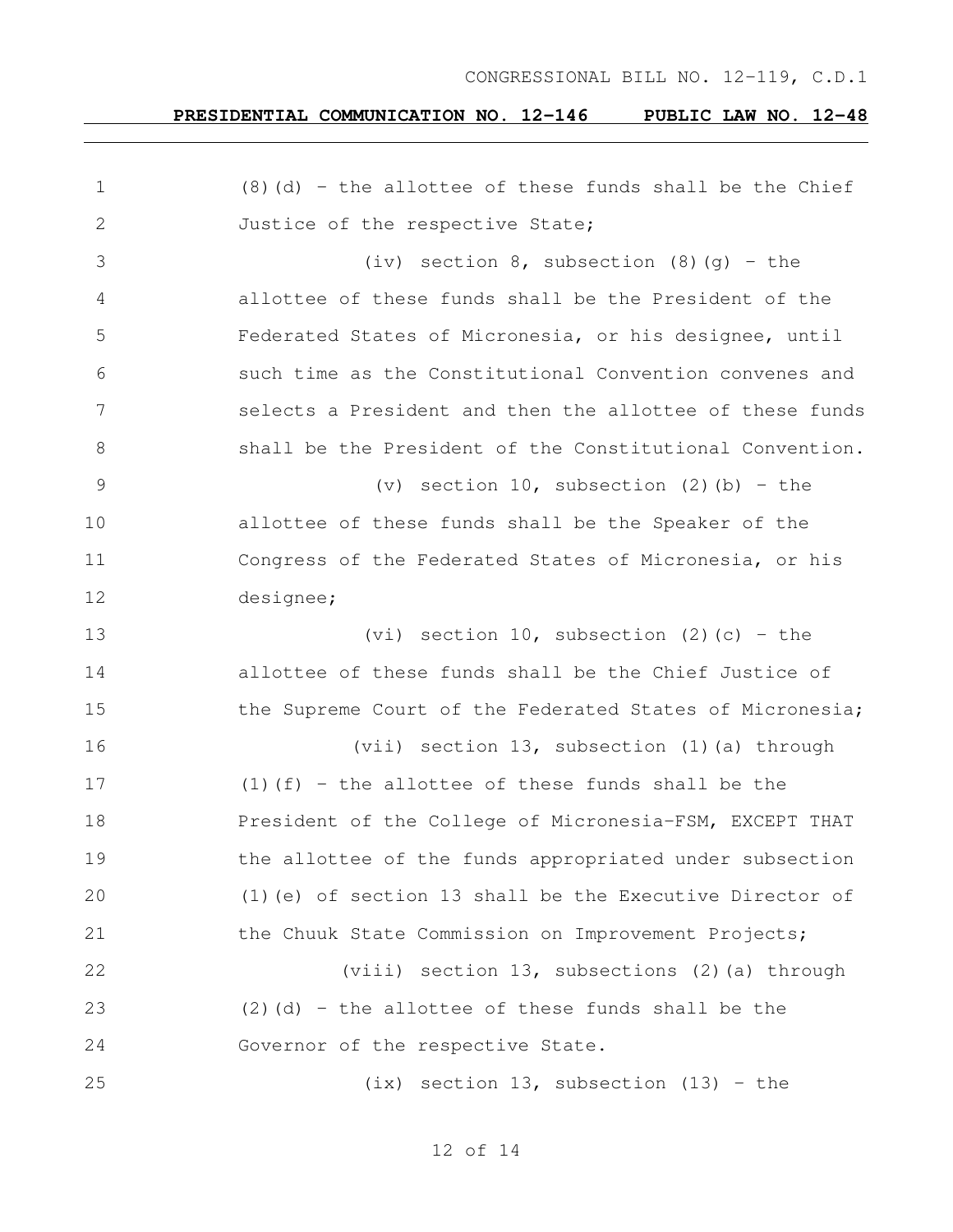(8)(d) - the allottee of these funds shall be the Chief Justice of the respective State;

(iv) section 8, subsection (8)(g) - the allottee of these funds shall be the President of the Federated States of Micronesia, or his designee, until such time as the Constitutional Convention convenes and selects a President and then the allottee of these funds shall be the President of the Constitutional Convention.

(v) section 10, subsection (2)(b) - the allottee of these funds shall be the Speaker of the Congress of the Federated States of Micronesia, or his designee;

(vi) section 10, subsection (2)(c) - the allottee of these funds shall be the Chief Justice of the Supreme Court of the Federated States of Micronesia;

(vii) section 13, subsection (1)(a) through (1)(f) - the allottee of these funds shall be the President of the College of Micronesia-FSM, EXCEPT THAT the allottee of the funds appropriated under subsection (1)(e) of section 13 shall be the Executive Director of the Chuuk State Commission on Improvement Projects;

(viii) section 13, subsections (2)(a) through (2)(d) - the allottee of these funds shall be the Governor of the respective State.

(ix) section 13, subsection (13) - the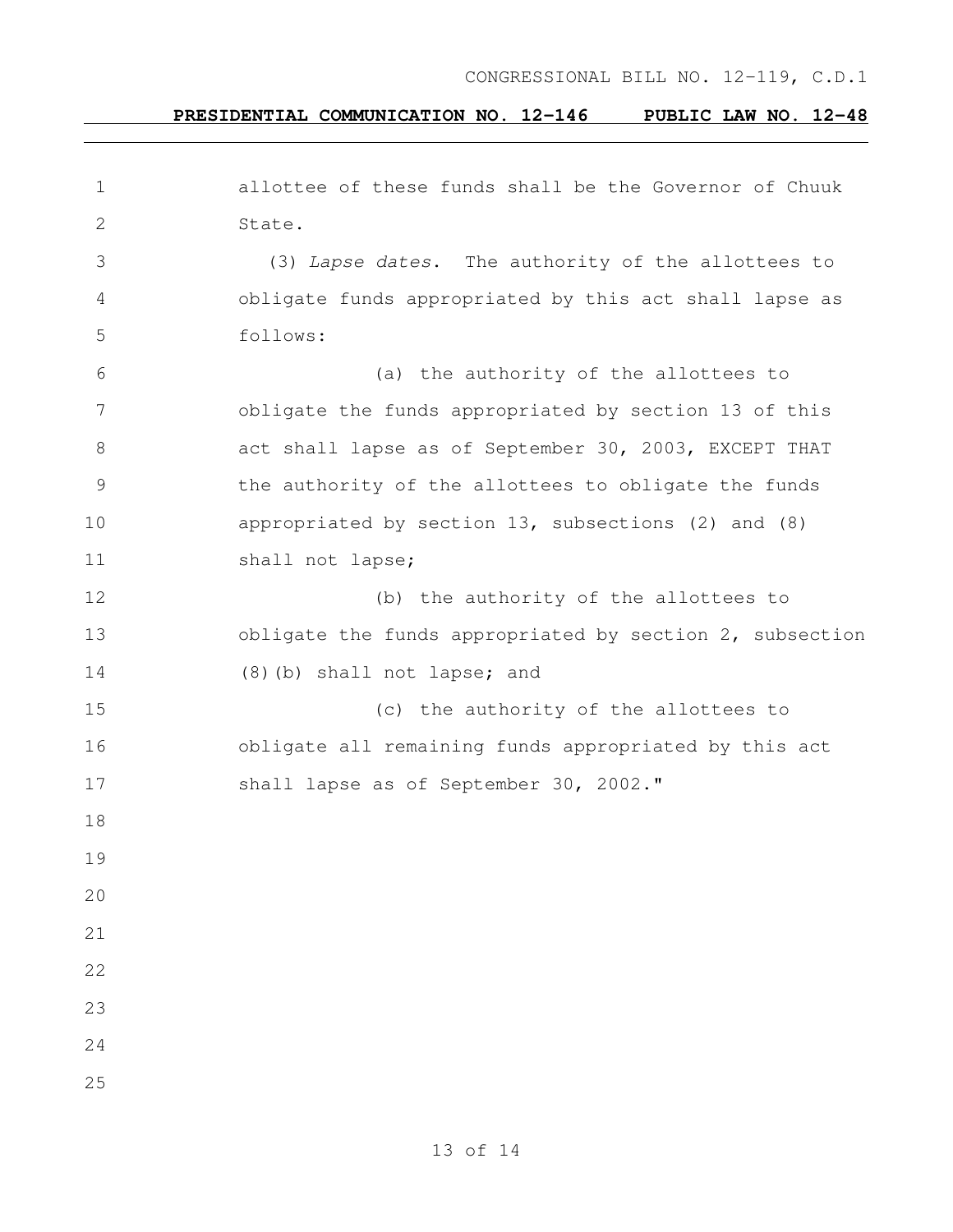allottee of these funds shall be the Governor of Chuuk State.

(3) *Lapse dates*. The authority of the allottees to obligate funds appropriated by this act shall lapse as follows:

(a) the authority of the allottees to obligate the funds appropriated by section 13 of this act shall lapse as of September 30, 2003, EXCEPT THAT the authority of the allottees to obligate the funds appropriated by section 13, subsections (2) and (8) shall not lapse;

(b) the authority of the allottees to obligate the funds appropriated by section 2, subsection (8)(b) shall not lapse; and

(c) the authority of the allottees to obligate all remaining funds appropriated by this act shall lapse as of September 30, 2002."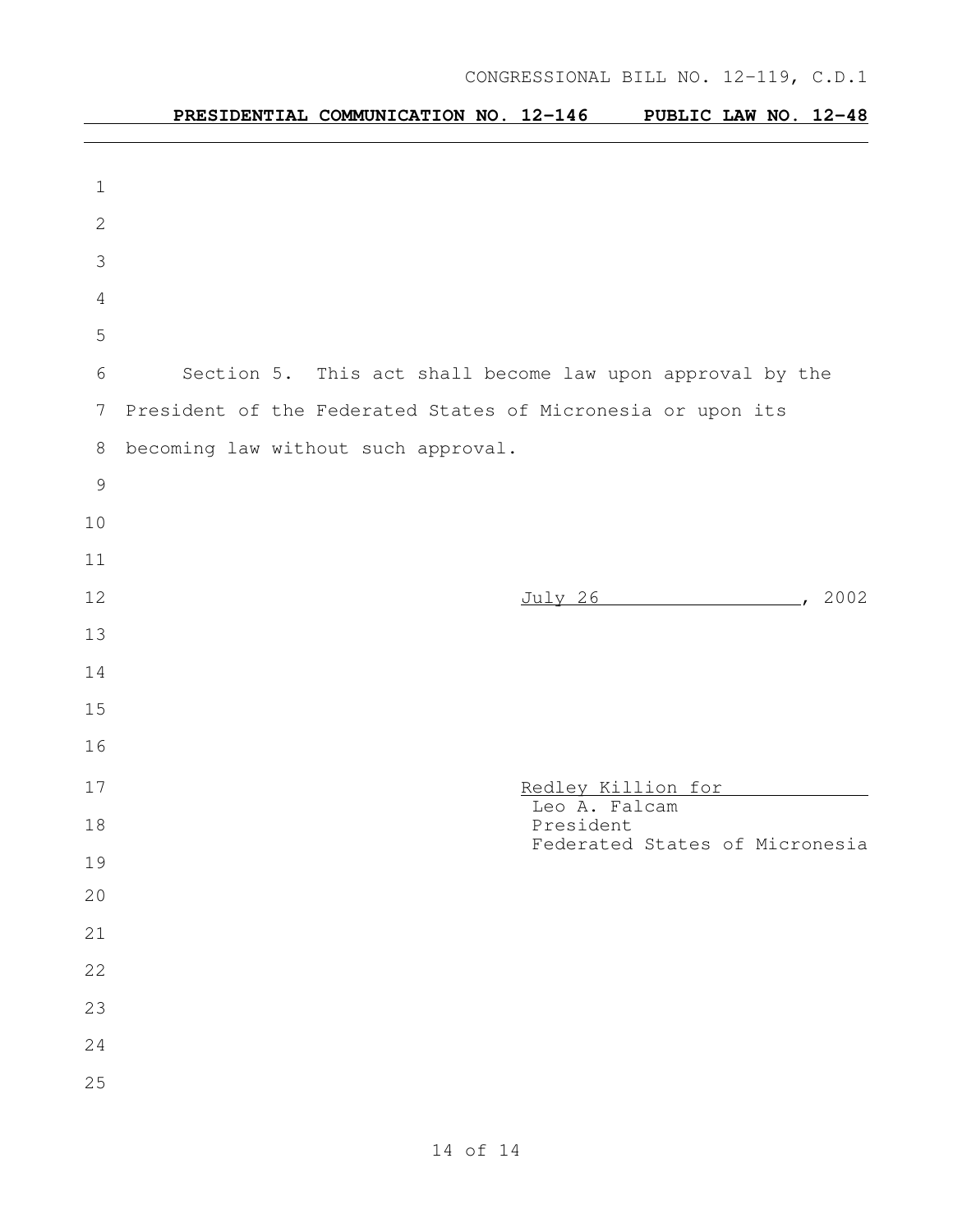Section 5. This act shall become law upon approval by the President of the Federated States of Micronesia or upon its becoming law without such approval.

July 26, 2002

Redley Killion for
Leo A. Falcam
President
Federated States of Micronesia